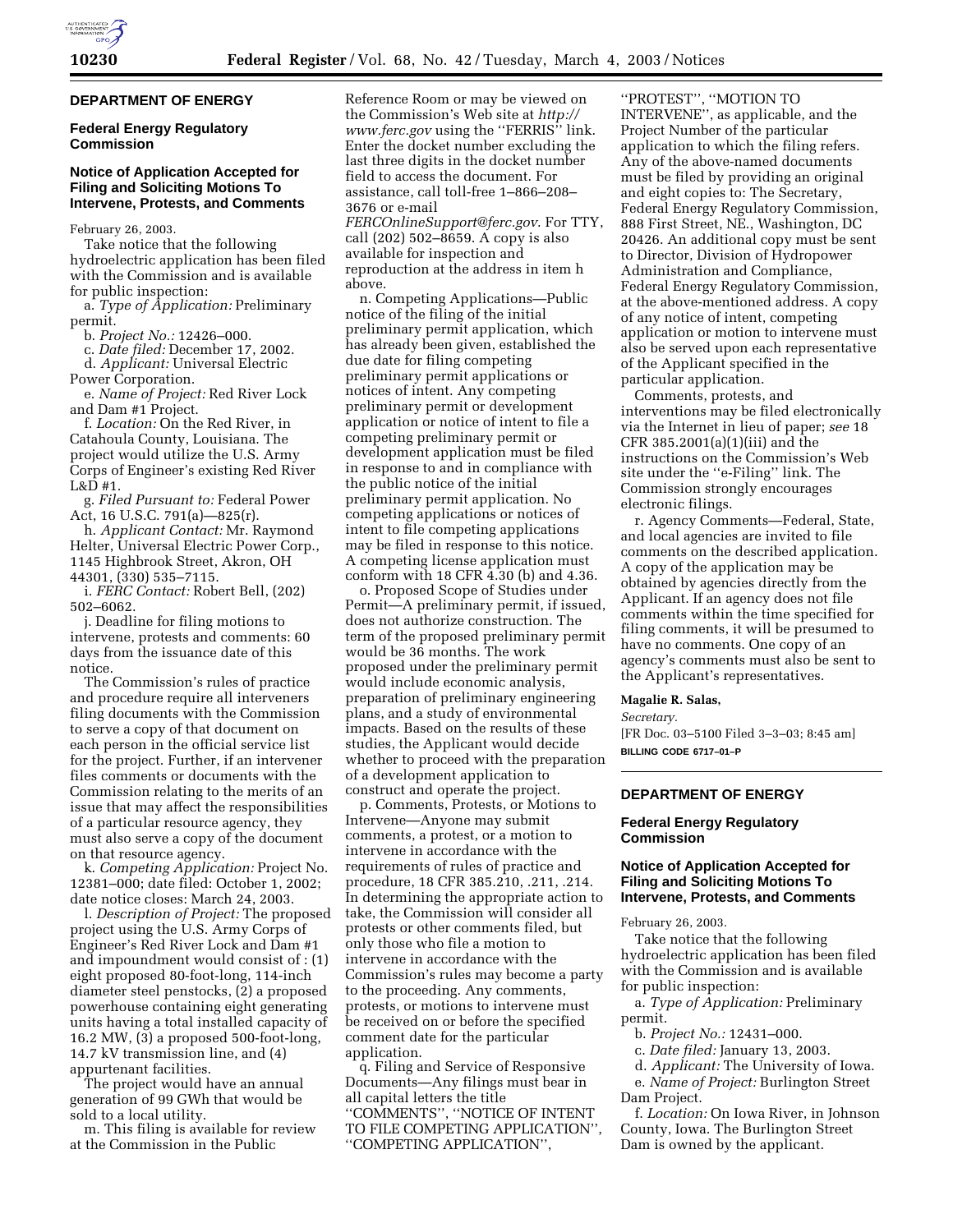## DEPARTMENT OF ENERGY

### Federal Energy Regulatory Commission

### Notice of Application Accepted for Filing and Soliciting Motions To Intervene, Protests, and Comments

February 26, 2003.

Take notice that the following hydroelectric application has been filed with the Commission and is available for public inspection:

a. *Type of Application:* Preliminary permit.

b. *Project No.:* 12426–000.

c. *Date filed:* December 17, 2002.

d. *Applicant:* Universal Electric Power Corporation.

e. *Name of Project:* Red River Lock and Dam #1 Project.

f. *Location:* On the Red River, in Catahoula County, Louisiana. The project would utilize the U.S. Army Corps of Engineer's existing Red River L&D #1.

g. *Filed Pursuant to:* Federal Power Act, 16 U.S.C. 791(a)—825(r).

h. *Applicant Contact:* Mr. Raymond Helter, Universal Electric Power Corp., 1145 Highbrook Street, Akron, OH 44301, (330) 535–7115.

i. *FERC Contact:* Robert Bell, (202) 502–6062.

j. Deadline for filing motions to intervene, protests and comments: 60 days from the issuance date of this notice.

The Commission's rules of practice and procedure require all interveners filing documents with the Commission to serve a copy of that document on each person in the official service list for the project. Further, if an intervener files comments or documents with the Commission relating to the merits of an issue that may affect the responsibilities of a particular resource agency, they must also serve a copy of the document on that resource agency.

k. *Competing Application:* Project No. 12381–000; date filed: October 1, 2002; date notice closes: March 24, 2003.

l. *Description of Project:* The proposed project using the U.S. Army Corps of Engineer's Red River Lock and Dam #1 and impoundment would consist of : (1) eight proposed 80-foot-long, 114-inch diameter steel penstocks, (2) a proposed powerhouse containing eight generating units having a total installed capacity of 16.2 MW, (3) a proposed 500-foot-long, 14.7 kV transmission line, and (4) appurtenant facilities.

The project would have an annual generation of 99 GWh that would be sold to a local utility.

m. This filing is available for review at the Commission in the Public Reference Room or may be viewed on the Commission's Web site at *http://www.ferc.gov* using the "FERRIS" link. Enter the docket number excluding the last three digits in the docket number field to access the document. For assistance, call toll-free 1–866–208–3676 or e-mail *FERCOnlineSupport@ferc.gov*. For TTY, call (202) 502–8659. A copy is also available for inspection and reproduction at the address in item h above.

n. Competing Applications—Public notice of the filing of the initial preliminary permit application, which has already been given, established the due date for filing competing preliminary permit applications or notices of intent. Any competing preliminary permit or development application or notice of intent to file a competing preliminary permit or development application must be filed in response to and in compliance with the public notice of the initial preliminary permit application. No competing applications or notices of intent to file competing applications may be filed in response to this notice. A competing license application must conform with 18 CFR 4.30 (b) and 4.36.

o. Proposed Scope of Studies under Permit—A preliminary permit, if issued, does not authorize construction. The term of the proposed preliminary permit would be 36 months. The work proposed under the preliminary permit would include economic analysis, preparation of preliminary engineering plans, and a study of environmental impacts. Based on the results of these studies, the Applicant would decide whether to proceed with the preparation of a development application to construct and operate the project.

p. Comments, Protests, or Motions to Intervene—Anyone may submit comments, a protest, or a motion to intervene in accordance with the requirements of rules of practice and procedure, 18 CFR 385.210, .211, .214. In determining the appropriate action to take, the Commission will consider all protests or other comments filed, but only those who file a motion to intervene in accordance with the Commission's rules may become a party to the proceeding. Any comments, protests, or motions to intervene must be received on or before the specified comment date for the particular application.

q. Filing and Service of Responsive Documents—Any filings must bear in all capital letters the title "COMMENTS", "NOTICE OF INTENT TO FILE COMPETING APPLICATION", "COMPETING APPLICATION", "PROTEST", "MOTION TO INTERVENE", as applicable, and the Project Number of the particular application to which the filing refers. Any of the above-named documents must be filed by providing an original and eight copies to: The Secretary, Federal Energy Regulatory Commission, 888 First Street, NE., Washington, DC 20426. An additional copy must be sent to Director, Division of Hydropower Administration and Compliance, Federal Energy Regulatory Commission, at the above-mentioned address. A copy of any notice of intent, competing application or motion to intervene must also be served upon each representative of the Applicant specified in the particular application.

Comments, protests, and interventions may be filed electronically via the Internet in lieu of paper; *see* 18 CFR 385.2001(a)(1)(iii) and the instructions on the Commission's Web site under the "e-Filing" link. The Commission strongly encourages electronic filings.

r. Agency Comments—Federal, State, and local agencies are invited to file comments on the described application. A copy of the application may be obtained by agencies directly from the Applicant. If an agency does not file comments within the time specified for filing comments, it will be presumed to have no comments. One copy of an agency's comments must also be sent to the Applicant's representatives.

**Magalie R. Salas,**

*Secretary.*

[FR Doc. 03–5100 Filed 3–3–03; 8:45 am]

**BILLING CODE 6717–01–P**

## DEPARTMENT OF ENERGY

### Federal Energy Regulatory Commission

### Notice of Application Accepted for Filing and Soliciting Motions To Intervene, Protests, and Comments

February 26, 2003.

Take notice that the following hydroelectric application has been filed with the Commission and is available for public inspection:

a. *Type of Application:* Preliminary permit.

b. *Project No.:* 12431–000.

c. *Date filed:* January 13, 2003.

d. *Applicant:* The University of Iowa.

e. *Name of Project:* Burlington Street Dam Project.

f. *Location:* On Iowa River, in Johnson County, Iowa. The Burlington Street Dam is owned by the applicant.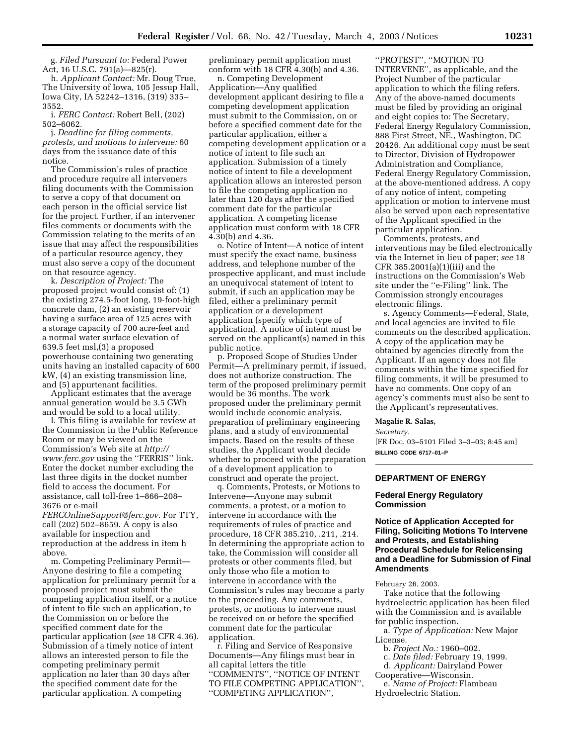g. *Filed Pursuant to:* Federal Power Act, 16 U.S.C. 791(a)—825(r).

h. *Applicant Contact:* Mr. Doug True, The University of Iowa, 105 Jessup Hall, Iowa City, IA 52242–1316, (319) 335–3552.

i. *FERC Contact:* Robert Bell, (202) 502–6062.

j. *Deadline for filing comments, protests, and motions to intervene:* 60 days from the issuance date of this notice.

The Commission's rules of practice and procedure require all interveners filing documents with the Commission to serve a copy of that document on each person in the official service list for the project. Further, if an intervener files comments or documents with the Commission relating to the merits of an issue that may affect the responsibilities of a particular resource agency, they must also serve a copy of the document on that resource agency.

k. *Description of Project:* The proposed project would consist of: (1) the existing 274.5-foot long, 19-foot-high concrete dam, (2) an existing reservoir having a surface area of 125 acres with a storage capacity of 700 acre-feet and a normal water surface elevation of 639.5 feet msl,(3) a proposed powerhouse containing two generating units having an installed capacity of 600 kW, (4) an existing transmission line, and (5) appurtenant facilities.

Applicant estimates that the average annual generation would be 3.5 GWh and would be sold to a local utility.

l. This filing is available for review at the Commission in the Public Reference Room or may be viewed on the Commission's Web site at *http://www.ferc.gov* using the ''FERRIS'' link. Enter the docket number excluding the last three digits in the docket number field to access the document. For assistance, call toll-free 1–866–208–3676 or e-mail *FERCOnlineSupport@ferc.gov*. For TTY, call (202) 502–8659. A copy is also available for inspection and reproduction at the address in item h above.

m. Competing Preliminary Permit—Anyone desiring to file a competing application for preliminary permit for a proposed project must submit the competing application itself, or a notice of intent to file such an application, to the Commission on or before the specified comment date for the particular application (*see* 18 CFR 4.36). Submission of a timely notice of intent allows an interested person to file the competing preliminary permit application no later than 30 days after the specified comment date for the particular application. A competing preliminary permit application must conform with 18 CFR 4.30(b) and 4.36.

n. Competing Development Application—Any qualified development applicant desiring to file a competing development application must submit to the Commission, on or before a specified comment date for the particular application, either a competing development application or a notice of intent to file such an application. Submission of a timely notice of intent to file a development application allows an interested person to file the competing application no later than 120 days after the specified comment date for the particular application. A competing license application must conform with 18 CFR 4.30(b) and 4.36.

o. Notice of Intent—A notice of intent must specify the exact name, business address, and telephone number of the prospective applicant, and must include an unequivocal statement of intent to submit, if such an application may be filed, either a preliminary permit application or a development application (specify which type of application). A notice of intent must be served on the applicant(s) named in this public notice.

p. Proposed Scope of Studies Under Permit—A preliminary permit, if issued, does not authorize construction. The term of the proposed preliminary permit would be 36 months. The work proposed under the preliminary permit would include economic analysis, preparation of preliminary engineering plans, and a study of environmental impacts. Based on the results of these studies, the Applicant would decide whether to proceed with the preparation of a development application to construct and operate the project.

q. Comments, Protests, or Motions to Intervene—Anyone may submit comments, a protest, or a motion to intervene in accordance with the requirements of rules of practice and procedure, 18 CFR 385.210, .211, .214. In determining the appropriate action to take, the Commission will consider all protests or other comments filed, but only those who file a motion to intervene in accordance with the Commission's rules may become a party to the proceeding. Any comments, protests, or motions to intervene must be received on or before the specified comment date for the particular application.

r. Filing and Service of Responsive Documents—Any filings must bear in all capital letters the title ''COMMENTS'', ''NOTICE OF INTENT TO FILE COMPETING APPLICATION'', ''COMPETING APPLICATION'', ''PROTEST'', ''MOTION TO INTERVENE'', as applicable, and the Project Number of the particular application to which the filing refers. Any of the above-named documents must be filed by providing an original and eight copies to: The Secretary, Federal Energy Regulatory Commission, 888 First Street, NE., Washington, DC 20426. An additional copy must be sent to Director, Division of Hydropower Administration and Compliance, Federal Energy Regulatory Commission, at the above-mentioned address. A copy of any notice of intent, competing application or motion to intervene must also be served upon each representative of the Applicant specified in the particular application.

Comments, protests, and interventions may be filed electronically via the Internet in lieu of paper; *see* 18 CFR 385.2001(a)(1)(iii) and the instructions on the Commission's Web site under the ''e-Filing'' link. The Commission strongly encourages electronic filings.

s. Agency Comments—Federal, State, and local agencies are invited to file comments on the described application. A copy of the application may be obtained by agencies directly from the Applicant. If an agency does not file comments within the time specified for filing comments, it will be presumed to have no comments. One copy of an agency's comments must also be sent to the Applicant's representatives.

**Magalie R. Salas,**

*Secretary.*

[FR Doc. 03–5101 Filed 3–3–03; 8:45 am]

**BILLING CODE 6717–01–P**

## DEPARTMENT OF ENERGY

### Federal Energy Regulatory Commission

### Notice of Application Accepted for Filing, Soliciting Motions To Intervene and Protests, and Establishing Procedural Schedule for Relicensing and a Deadline for Submission of Final Amendments

February 26, 2003.

Take notice that the following hydroelectric application has been filed with the Commission and is available for public inspection.

a. *Type of Application:* New Major License.

b. *Project No.:* 1960–002.

c. *Date filed:* February 19, 1999.

d. *Applicant:* Dairyland Power Cooperative—Wisconsin.

e. *Name of Project:* Flambeau Hydroelectric Station.